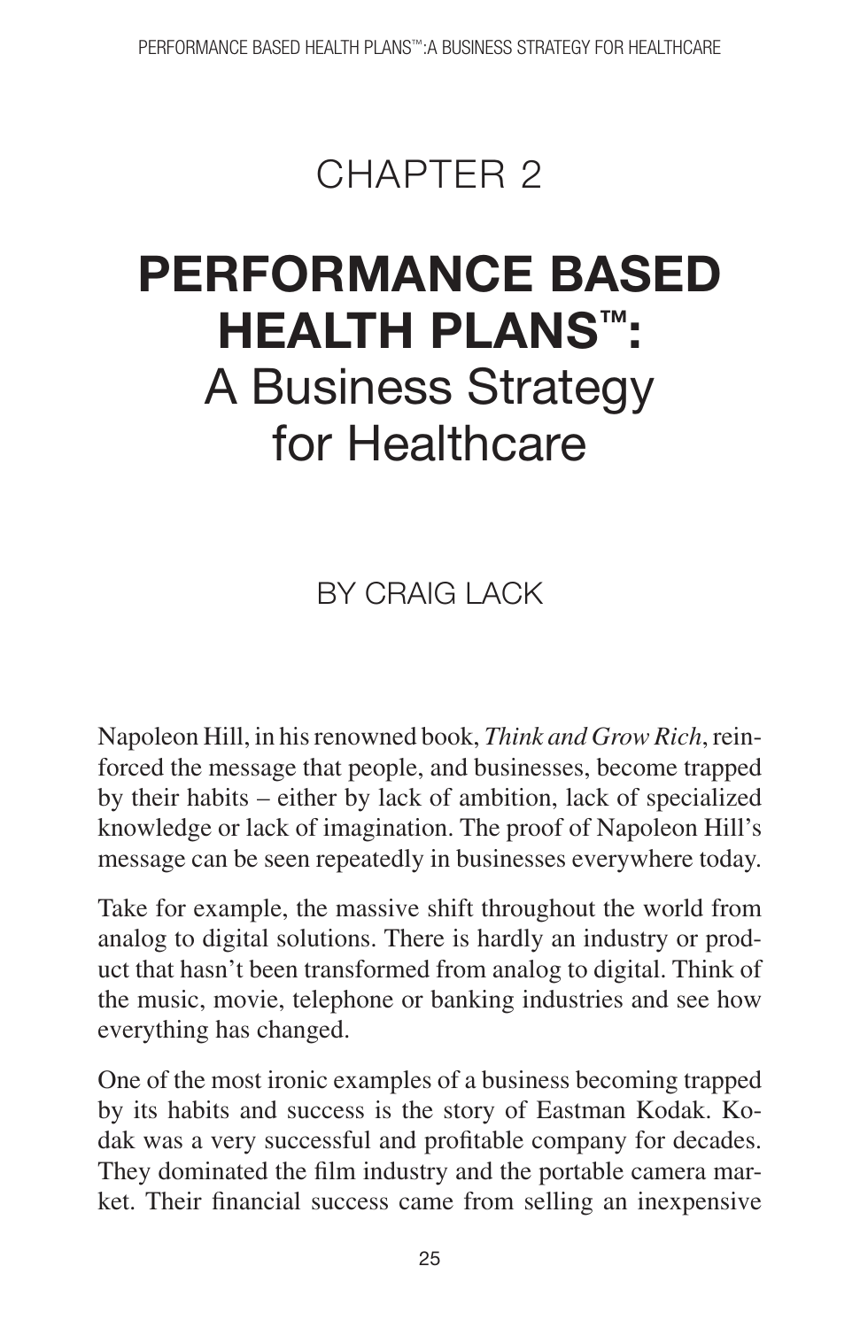# CHAPTER 2

# PERFORMANCE BASED HEALTH PLANS™: A Business Strategy for Healthcare

BY CRAIG LACK

Napoleon Hill, in his renowned book, *Think and Grow Rich*, reinforced the message that people, and businesses, become trapped by their habits – either by lack of ambition, lack of specialized knowledge or lack of imagination. The proof of Napoleon Hill's message can be seen repeatedly in businesses everywhere today.

Take for example, the massive shift throughout the world from analog to digital solutions. There is hardly an industry or product that hasn't been transformed from analog to digital. Think of the music, movie, telephone or banking industries and see how everything has changed.

One of the most ironic examples of a business becoming trapped by its habits and success is the story of Eastman Kodak. Kodak was a very successful and profitable company for decades. They dominated the film industry and the portable camera market. Their financial success came from selling an inexpensive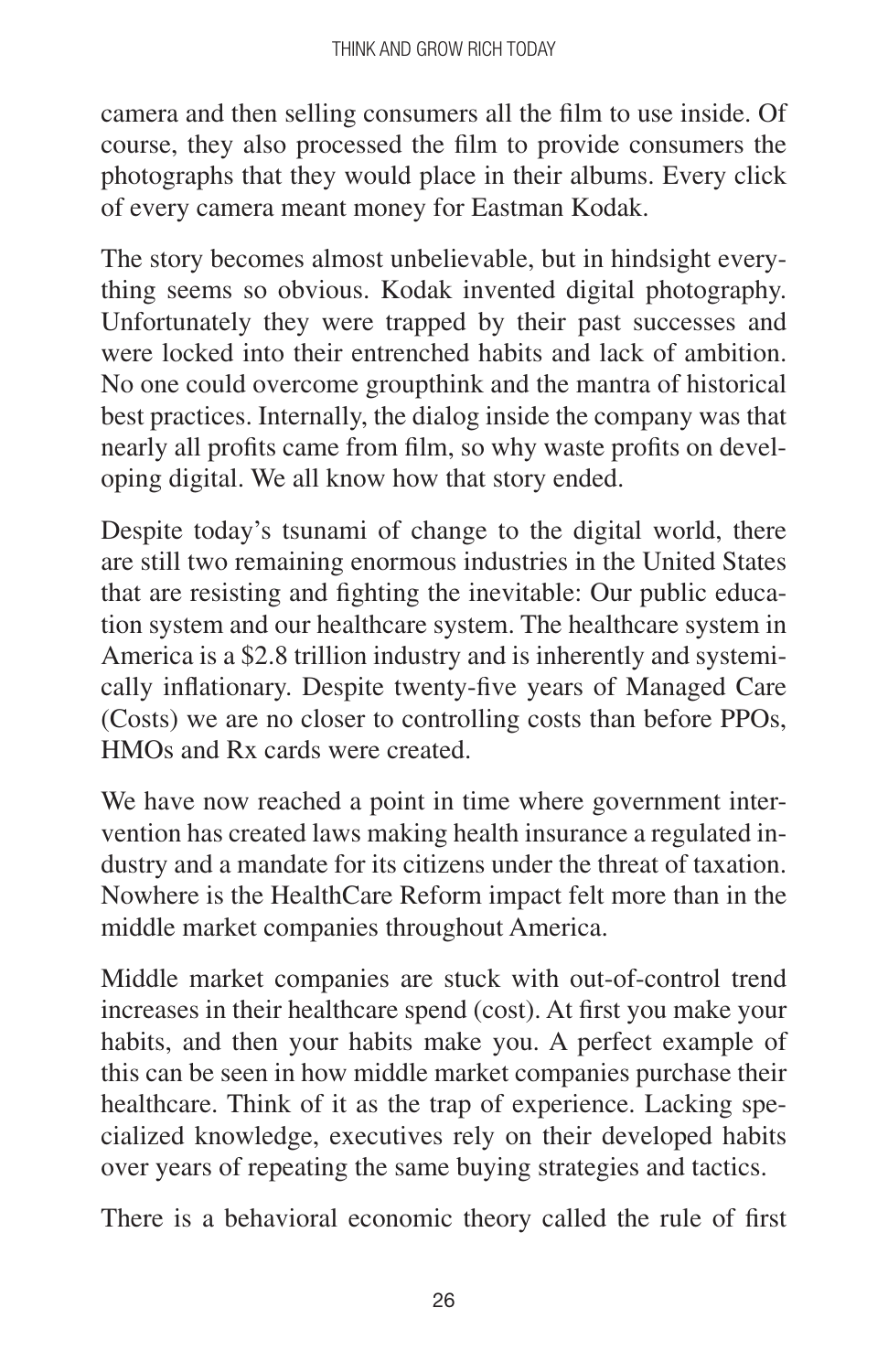camera and then selling consumers all the film to use inside. Of course, they also processed the film to provide consumers the photographs that they would place in their albums. Every click of every camera meant money for Eastman Kodak.

The story becomes almost unbelievable, but in hindsight everything seems so obvious. Kodak invented digital photography. Unfortunately they were trapped by their past successes and were locked into their entrenched habits and lack of ambition. No one could overcome groupthink and the mantra of historical best practices. Internally, the dialog inside the company was that nearly all profits came from film, so why waste profits on developing digital. We all know how that story ended.

Despite today's tsunami of change to the digital world, there are still two remaining enormous industries in the United States that are resisting and fighting the inevitable: Our public education system and our healthcare system. The healthcare system in America is a $2.8 trillion industry and is inherently and systemically inflationary. Despite twenty-five years of Managed Care (Costs) we are no closer to controlling costs than before PPOs, HMOs and Rx cards were created.

We have now reached a point in time where government intervention has created laws making health insurance a regulated industry and a mandate for its citizens under the threat of taxation. Nowhere is the HealthCare Reform impact felt more than in the middle market companies throughout America.

Middle market companies are stuck with out-of-control trend increases in their healthcare spend (cost). At first you make your habits, and then your habits make you. A perfect example of this can be seen in how middle market companies purchase their healthcare. Think of it as the trap of experience. Lacking specialized knowledge, executives rely on their developed habits over years of repeating the same buying strategies and tactics.

There is a behavioral economic theory called the rule of first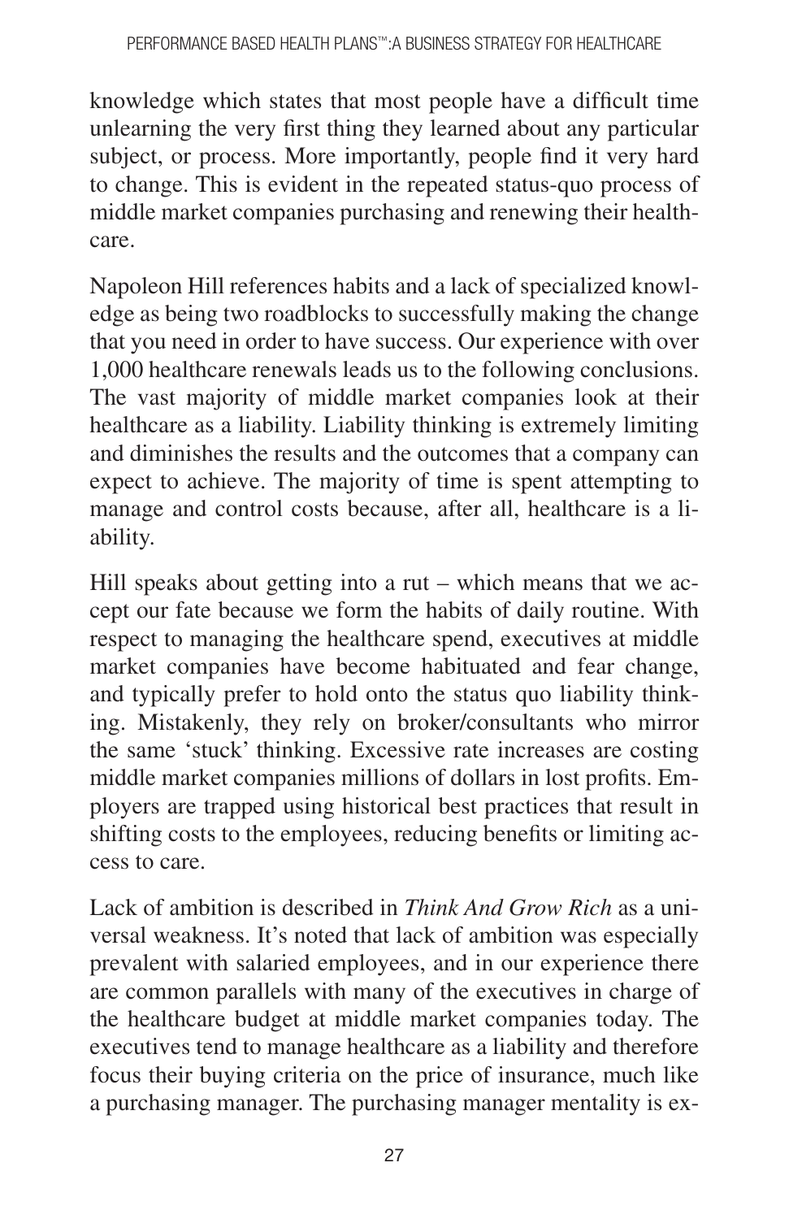knowledge which states that most people have a difficult time unlearning the very first thing they learned about any particular subject, or process. More importantly, people find it very hard to change. This is evident in the repeated status-quo process of middle market companies purchasing and renewing their healthcare.

Napoleon Hill references habits and a lack of specialized knowledge as being two roadblocks to successfully making the change that you need in order to have success. Our experience with over 1,000 healthcare renewals leads us to the following conclusions. The vast majority of middle market companies look at their healthcare as a liability. Liability thinking is extremely limiting and diminishes the results and the outcomes that a company can expect to achieve. The majority of time is spent attempting to manage and control costs because, after all, healthcare is a liability.

Hill speaks about getting into a rut – which means that we accept our fate because we form the habits of daily routine. With respect to managing the healthcare spend, executives at middle market companies have become habituated and fear change, and typically prefer to hold onto the status quo liability thinking. Mistakenly, they rely on broker/consultants who mirror the same 'stuck' thinking. Excessive rate increases are costing middle market companies millions of dollars in lost profits. Employers are trapped using historical best practices that result in shifting costs to the employees, reducing benefits or limiting access to care.

Lack of ambition is described in *Think And Grow Rich* as a universal weakness. It's noted that lack of ambition was especially prevalent with salaried employees, and in our experience there are common parallels with many of the executives in charge of the healthcare budget at middle market companies today. The executives tend to manage healthcare as a liability and therefore focus their buying criteria on the price of insurance, much like a purchasing manager. The purchasing manager mentality is ex-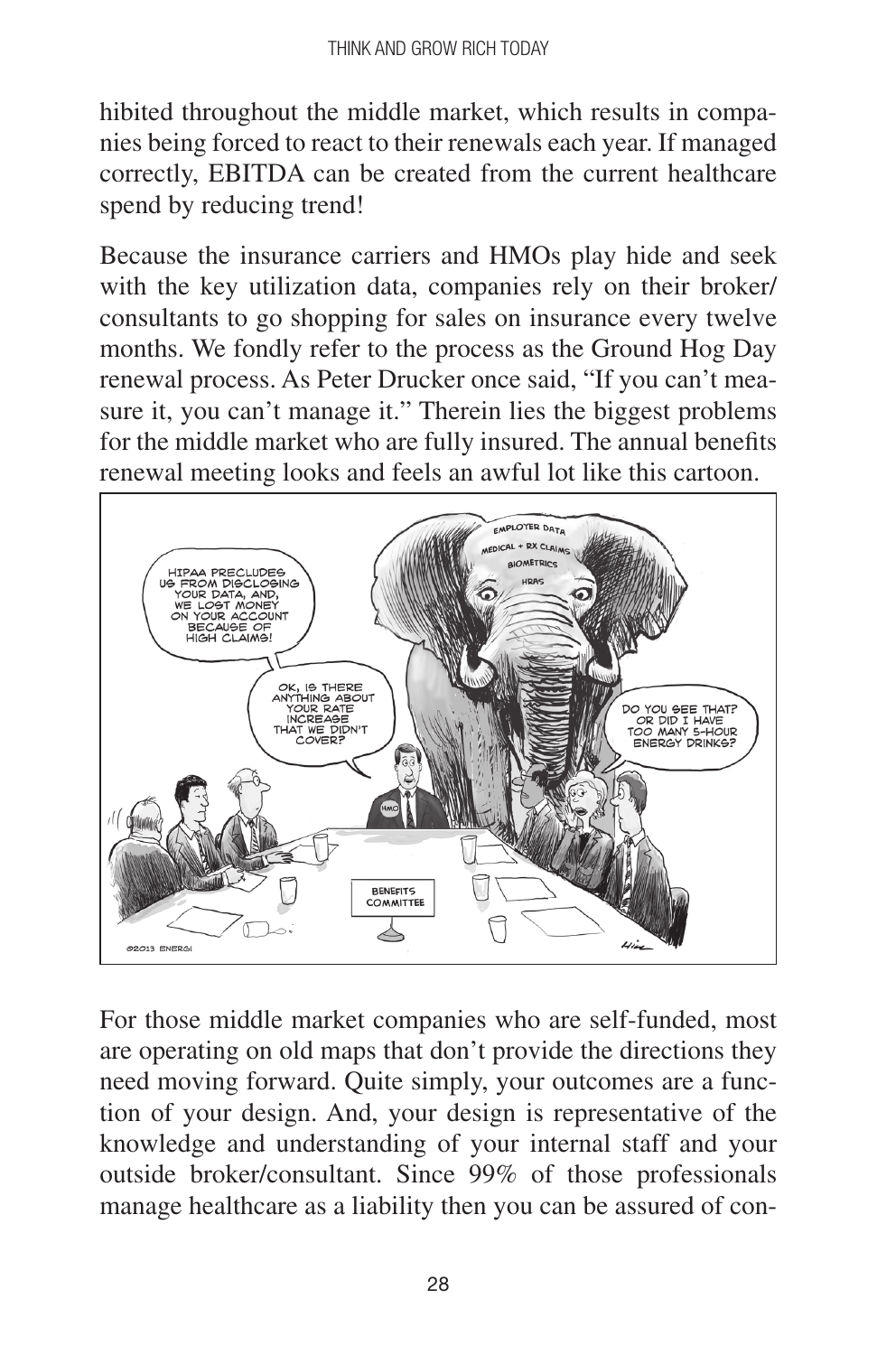hibited throughout the middle market, which results in companies being forced to react to their renewals each year. If managed correctly, EBITDA can be created from the current healthcare spend by reducing trend!

Because the insurance carriers and HMOs play hide and seek with the key utilization data, companies rely on their broker/consultants to go shopping for sales on insurance every twelve months. We fondly refer to the process as the Ground Hog Day renewal process. As Peter Drucker once said, "If you can't measure it, you can't manage it." Therein lies the biggest problems for the middle market who are fully insured. The annual benefits renewal meeting looks and feels an awful lot like this cartoon.

For those middle market companies who are self-funded, most are operating on old maps that don't provide the directions they need moving forward. Quite simply, your outcomes are a function of your design. And, your design is representative of the knowledge and understanding of your internal staff and your outside broker/consultant. Since 99% of those professionals manage healthcare as a liability then you can be assured of con-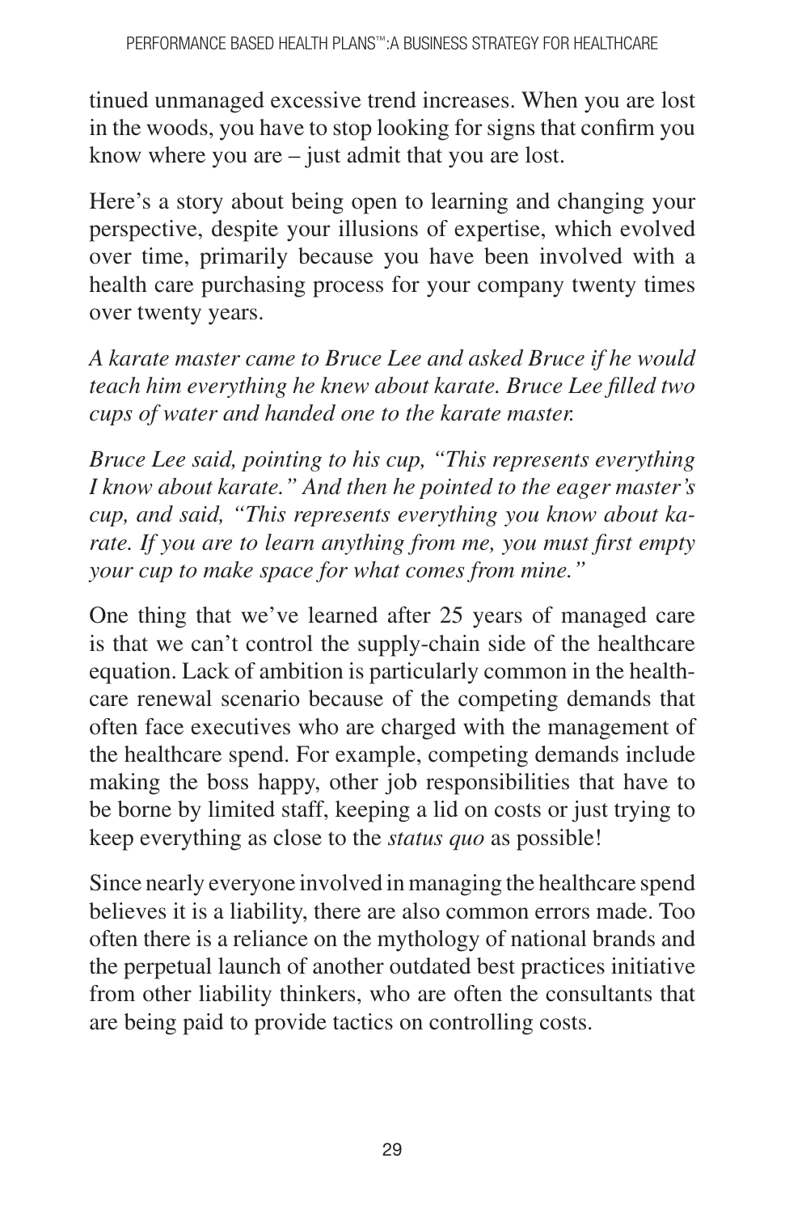tinued unmanaged excessive trend increases. When you are lost in the woods, you have to stop looking for signs that confirm you know where you are – just admit that you are lost.

Here's a story about being open to learning and changing your perspective, despite your illusions of expertise, which evolved over time, primarily because you have been involved with a health care purchasing process for your company twenty times over twenty years.

*A karate master came to Bruce Lee and asked Bruce if he would teach him everything he knew about karate. Bruce Lee filled two cups of water and handed one to the karate master.*

*Bruce Lee said, pointing to his cup, "This represents everything I know about karate." And then he pointed to the eager master's cup, and said, "This represents everything you know about karate. If you are to learn anything from me, you must first empty your cup to make space for what comes from mine."*

One thing that we've learned after 25 years of managed care is that we can't control the supply-chain side of the healthcare equation. Lack of ambition is particularly common in the healthcare renewal scenario because of the competing demands that often face executives who are charged with the management of the healthcare spend. For example, competing demands include making the boss happy, other job responsibilities that have to be borne by limited staff, keeping a lid on costs or just trying to keep everything as close to the *status quo* as possible!

Since nearly everyone involved in managing the healthcare spend believes it is a liability, there are also common errors made. Too often there is a reliance on the mythology of national brands and the perpetual launch of another outdated best practices initiative from other liability thinkers, who are often the consultants that are being paid to provide tactics on controlling costs.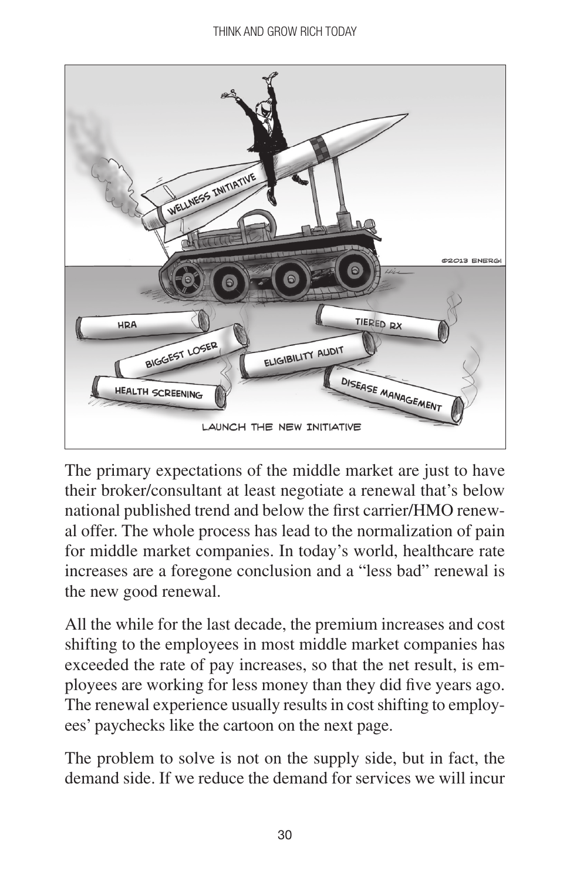The primary expectations of the middle market are just to have their broker/consultant at least negotiate a renewal that's below national published trend and below the first carrier/HMO renewal offer. The whole process has lead to the normalization of pain for middle market companies. In today's world, healthcare rate increases are a foregone conclusion and a "less bad" renewal is the new good renewal.

All the while for the last decade, the premium increases and cost shifting to the employees in most middle market companies has exceeded the rate of pay increases, so that the net result, is employees are working for less money than they did five years ago. The renewal experience usually results in cost shifting to employees' paychecks like the cartoon on the next page.

The problem to solve is not on the supply side, but in fact, the demand side. If we reduce the demand for services we will incur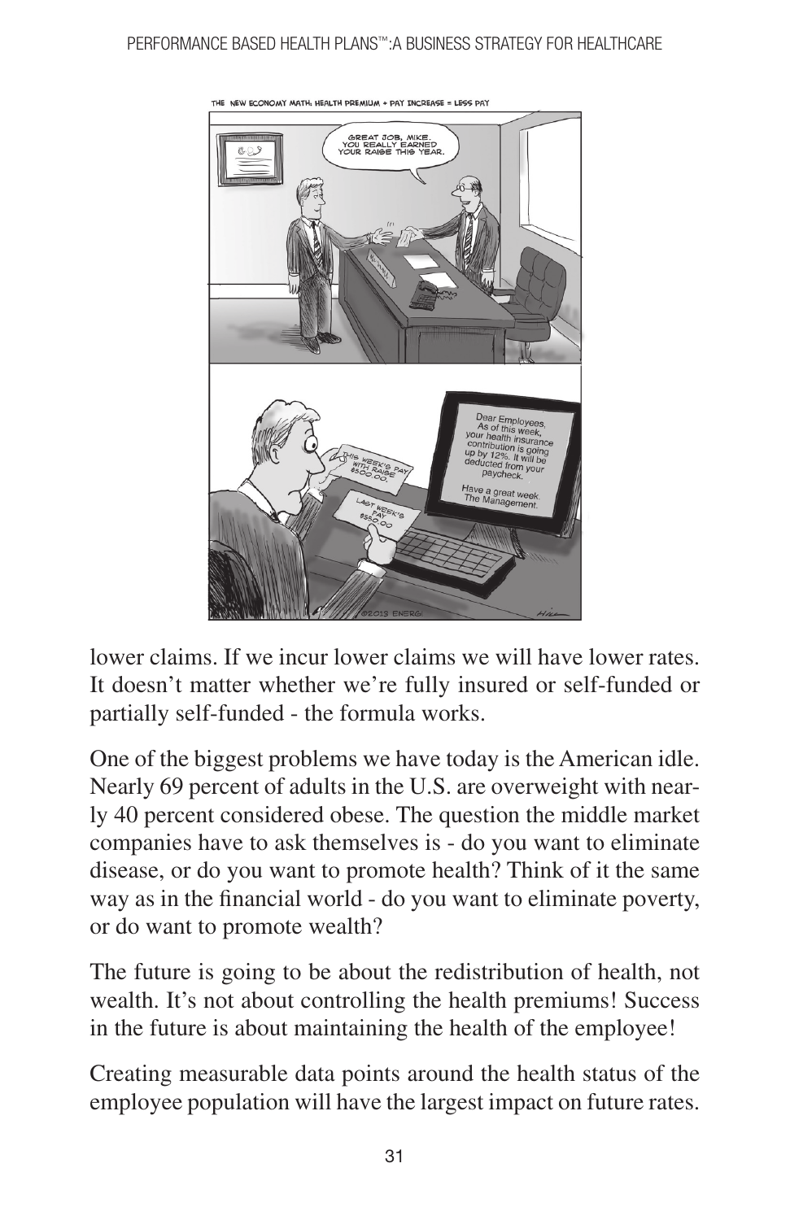lower claims. If we incur lower claims we will have lower rates. It doesn't matter whether we're fully insured or self-funded or partially self-funded - the formula works.

One of the biggest problems we have today is the American idle. Nearly 69 percent of adults in the U.S. are overweight with nearly 40 percent considered obese. The question the middle market companies have to ask themselves is - do you want to eliminate disease, or do you want to promote health? Think of it the same way as in the financial world - do you want to eliminate poverty, or do want to promote wealth?

The future is going to be about the redistribution of health, not wealth. It's not about controlling the health premiums! Success in the future is about maintaining the health of the employee!

Creating measurable data points around the health status of the employee population will have the largest impact on future rates.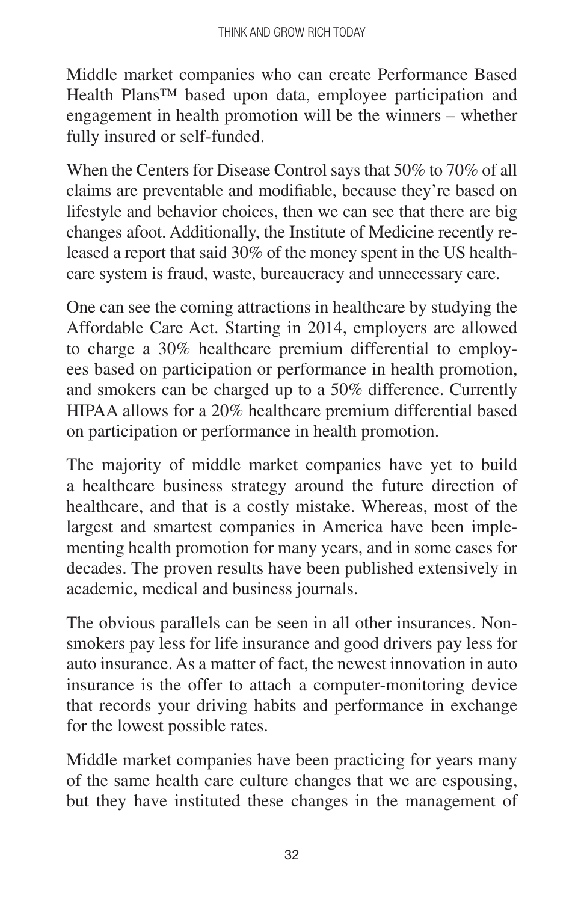Middle market companies who can create Performance Based Health Plans™ based upon data, employee participation and engagement in health promotion will be the winners – whether fully insured or self-funded.

When the Centers for Disease Control says that 50% to 70% of all claims are preventable and modifiable, because they're based on lifestyle and behavior choices, then we can see that there are big changes afoot. Additionally, the Institute of Medicine recently released a report that said 30% of the money spent in the US healthcare system is fraud, waste, bureaucracy and unnecessary care.

One can see the coming attractions in healthcare by studying the Affordable Care Act. Starting in 2014, employers are allowed to charge a 30% healthcare premium differential to employees based on participation or performance in health promotion, and smokers can be charged up to a 50% difference. Currently HIPAA allows for a 20% healthcare premium differential based on participation or performance in health promotion.

The majority of middle market companies have yet to build a healthcare business strategy around the future direction of healthcare, and that is a costly mistake. Whereas, most of the largest and smartest companies in America have been implementing health promotion for many years, and in some cases for decades. The proven results have been published extensively in academic, medical and business journals.

The obvious parallels can be seen in all other insurances. Nonsmokers pay less for life insurance and good drivers pay less for auto insurance. As a matter of fact, the newest innovation in auto insurance is the offer to attach a computer-monitoring device that records your driving habits and performance in exchange for the lowest possible rates.

Middle market companies have been practicing for years many of the same health care culture changes that we are espousing, but they have instituted these changes in the management of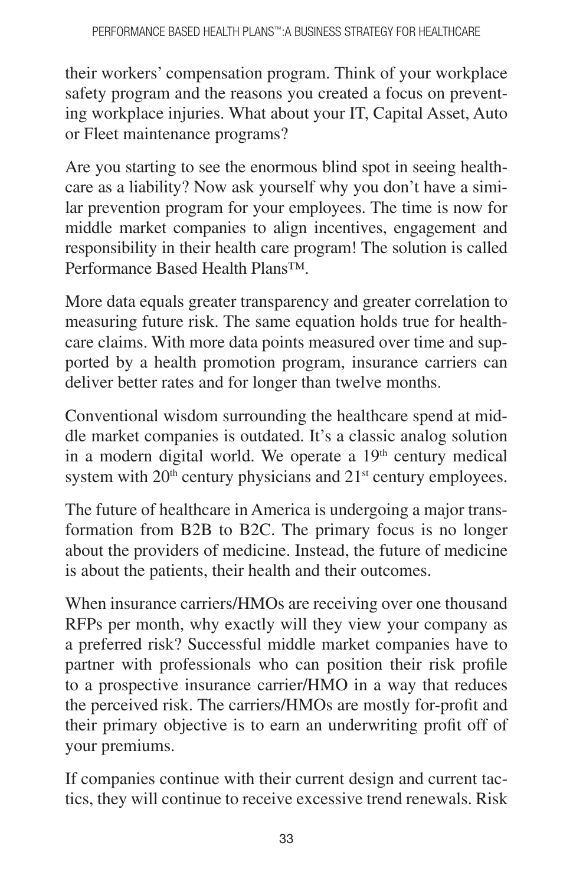their workers' compensation program. Think of your workplace safety program and the reasons you created a focus on preventing workplace injuries. What about your IT, Capital Asset, Auto or Fleet maintenance programs?

Are you starting to see the enormous blind spot in seeing healthcare as a liability? Now ask yourself why you don't have a similar prevention program for your employees. The time is now for middle market companies to align incentives, engagement and responsibility in their health care program! The solution is called Performance Based Health Plans™.

More data equals greater transparency and greater correlation to measuring future risk. The same equation holds true for healthcare claims. With more data points measured over time and supported by a health promotion program, insurance carriers can deliver better rates and for longer than twelve months.

Conventional wisdom surrounding the healthcare spend at middle market companies is outdated. It's a classic analog solution in a modern digital world. We operate a 19th century medical system with 20th century physicians and 21st century employees.

The future of healthcare in America is undergoing a major transformation from B2B to B2C. The primary focus is no longer about the providers of medicine. Instead, the future of medicine is about the patients, their health and their outcomes.

When insurance carriers/HMOs are receiving over one thousand RFPs per month, why exactly will they view your company as a preferred risk? Successful middle market companies have to partner with professionals who can position their risk profile to a prospective insurance carrier/HMO in a way that reduces the perceived risk. The carriers/HMOs are mostly for-profit and their primary objective is to earn an underwriting profit off of your premiums.

If companies continue with their current design and current tactics, they will continue to receive excessive trend renewals. Risk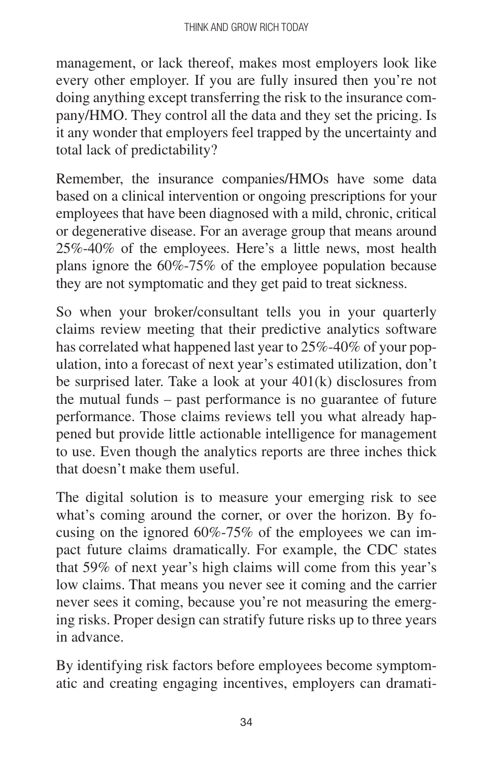management, or lack thereof, makes most employers look like every other employer. If you are fully insured then you're not doing anything except transferring the risk to the insurance company/HMO. They control all the data and they set the pricing. Is it any wonder that employers feel trapped by the uncertainty and total lack of predictability?

Remember, the insurance companies/HMOs have some data based on a clinical intervention or ongoing prescriptions for your employees that have been diagnosed with a mild, chronic, critical or degenerative disease. For an average group that means around 25%-40% of the employees. Here's a little news, most health plans ignore the 60%-75% of the employee population because they are not symptomatic and they get paid to treat sickness.

So when your broker/consultant tells you in your quarterly claims review meeting that their predictive analytics software has correlated what happened last year to 25%-40% of your population, into a forecast of next year's estimated utilization, don't be surprised later. Take a look at your 401(k) disclosures from the mutual funds – past performance is no guarantee of future performance. Those claims reviews tell you what already happened but provide little actionable intelligence for management to use. Even though the analytics reports are three inches thick that doesn't make them useful.

The digital solution is to measure your emerging risk to see what's coming around the corner, or over the horizon. By focusing on the ignored 60%-75% of the employees we can impact future claims dramatically. For example, the CDC states that 59% of next year's high claims will come from this year's low claims. That means you never see it coming and the carrier never sees it coming, because you're not measuring the emerging risks. Proper design can stratify future risks up to three years in advance.

By identifying risk factors before employees become symptomatic and creating engaging incentives, employers can dramati-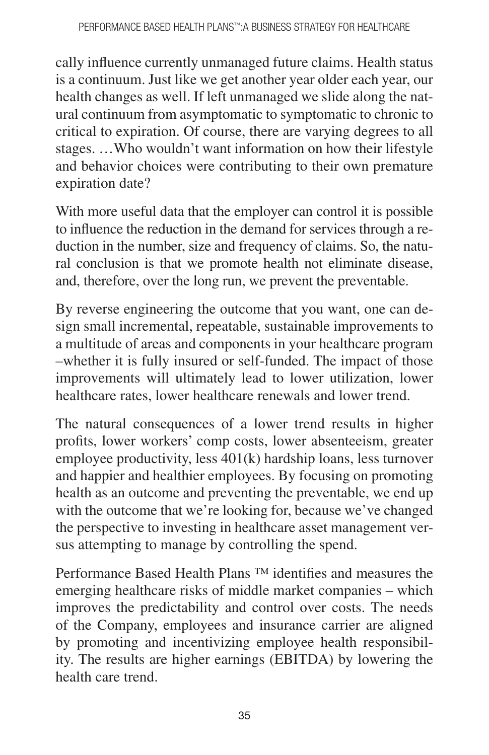cally influence currently unmanaged future claims. Health status is a continuum. Just like we get another year older each year, our health changes as well. If left unmanaged we slide along the natural continuum from asymptomatic to symptomatic to chronic to critical to expiration. Of course, there are varying degrees to all stages. …Who wouldn't want information on how their lifestyle and behavior choices were contributing to their own premature expiration date?

With more useful data that the employer can control it is possible to influence the reduction in the demand for services through a reduction in the number, size and frequency of claims. So, the natural conclusion is that we promote health not eliminate disease, and, therefore, over the long run, we prevent the preventable.

By reverse engineering the outcome that you want, one can design small incremental, repeatable, sustainable improvements to a multitude of areas and components in your healthcare program –whether it is fully insured or self-funded. The impact of those improvements will ultimately lead to lower utilization, lower healthcare rates, lower healthcare renewals and lower trend.

The natural consequences of a lower trend results in higher profits, lower workers' comp costs, lower absenteeism, greater employee productivity, less 401(k) hardship loans, less turnover and happier and healthier employees. By focusing on promoting health as an outcome and preventing the preventable, we end up with the outcome that we're looking for, because we've changed the perspective to investing in healthcare asset management versus attempting to manage by controlling the spend.

Performance Based Health Plans ™ identifies and measures the emerging healthcare risks of middle market companies – which improves the predictability and control over costs. The needs of the Company, employees and insurance carrier are aligned by promoting and incentivizing employee health responsibility. The results are higher earnings (EBITDA) by lowering the health care trend.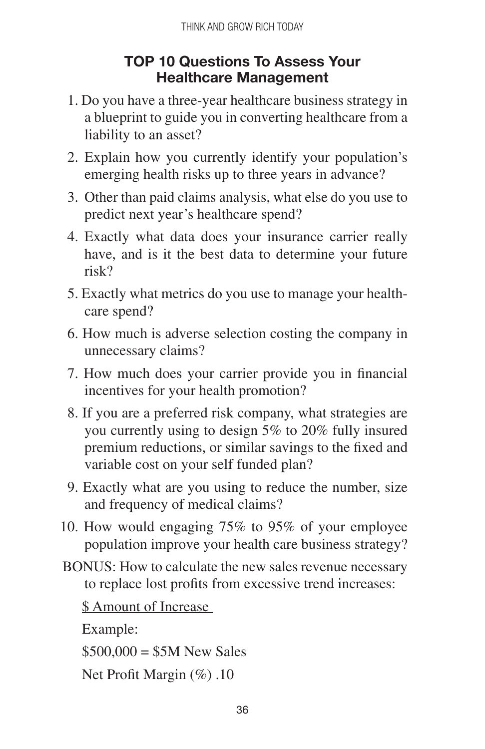## TOP 10 Questions To Assess Your Healthcare Management

1. Do you have a three-year healthcare business strategy in a blueprint to guide you in converting healthcare from a liability to an asset?
2. Explain how you currently identify your population's emerging health risks up to three years in advance?
3. Other than paid claims analysis, what else do you use to predict next year's healthcare spend?
4. Exactly what data does your insurance carrier really have, and is it the best data to determine your future risk?
5. Exactly what metrics do you use to manage your health-care spend?
6. How much is adverse selection costing the company in unnecessary claims?
7. How much does your carrier provide you in financial incentives for your health promotion?
8. If you are a preferred risk company, what strategies are you currently using to design 5% to 20% fully insured premium reductions, or similar savings to the fixed and variable cost on your self funded plan?
9. Exactly what are you using to reduce the number, size and frequency of medical claims?
10. How would engaging 75% to 95% of your employee population improve your health care business strategy?

BONUS: How to calculate the new sales revenue necessary to replace lost profits from excessive trend increases:

<u>$ Amount of Increase</u>

Example:

$500,000 = $5M New Sales

Net Profit Margin (%) .10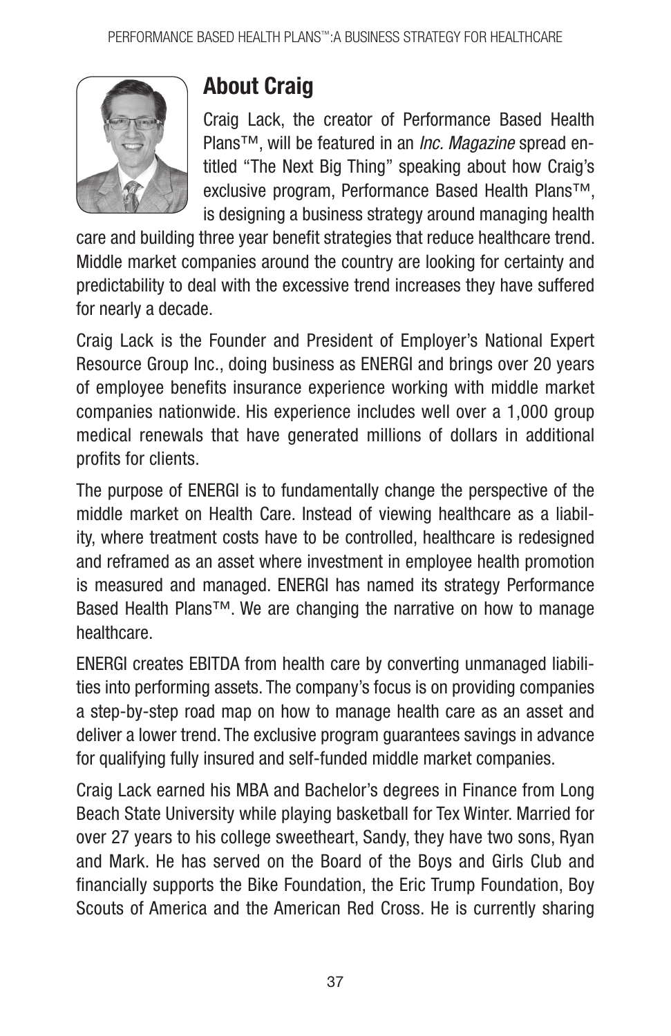## About Craig

Craig Lack, the creator of Performance Based Health Plans™, will be featured in an *Inc. Magazine* spread entitled "The Next Big Thing" speaking about how Craig's exclusive program, Performance Based Health Plans™, is designing a business strategy around managing health care and building three year benefit strategies that reduce healthcare trend. Middle market companies around the country are looking for certainty and predictability to deal with the excessive trend increases they have suffered for nearly a decade.

Craig Lack is the Founder and President of Employer's National Expert Resource Group Inc., doing business as ENERGI and brings over 20 years of employee benefits insurance experience working with middle market companies nationwide. His experience includes well over a 1,000 group medical renewals that have generated millions of dollars in additional profits for clients.

The purpose of ENERGI is to fundamentally change the perspective of the middle market on Health Care. Instead of viewing healthcare as a liability, where treatment costs have to be controlled, healthcare is redesigned and reframed as an asset where investment in employee health promotion is measured and managed. ENERGI has named its strategy Performance Based Health Plans™. We are changing the narrative on how to manage healthcare.

ENERGI creates EBITDA from health care by converting unmanaged liabilities into performing assets. The company's focus is on providing companies a step-by-step road map on how to manage health care as an asset and deliver a lower trend. The exclusive program guarantees savings in advance for qualifying fully insured and self-funded middle market companies.

Craig Lack earned his MBA and Bachelor's degrees in Finance from Long Beach State University while playing basketball for Tex Winter. Married for over 27 years to his college sweetheart, Sandy, they have two sons, Ryan and Mark. He has served on the Board of the Boys and Girls Club and financially supports the Bike Foundation, the Eric Trump Foundation, Boy Scouts of America and the American Red Cross. He is currently sharing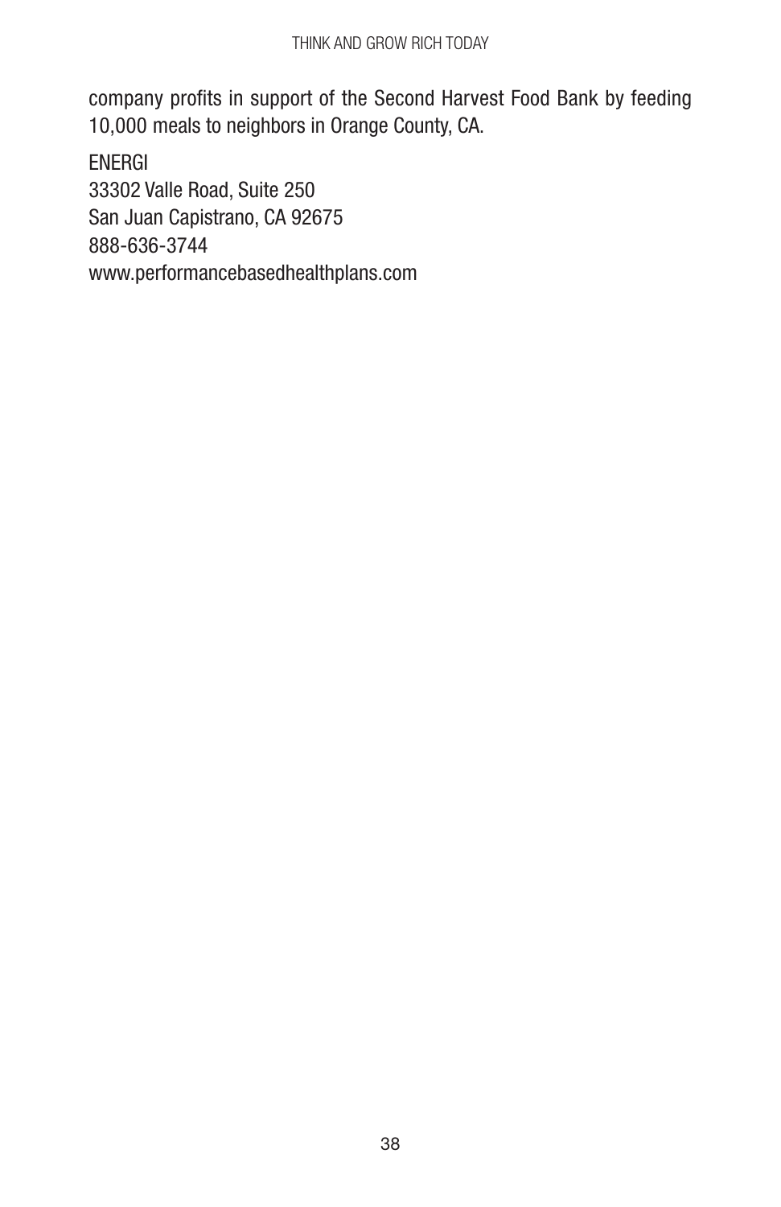company profits in support of the Second Harvest Food Bank by feeding 10,000 meals to neighbors in Orange County, CA.

ENERGI
33302 Valle Road, Suite 250
San Juan Capistrano, CA 92675
888-636-3744
www.performancebasedhealthplans.com